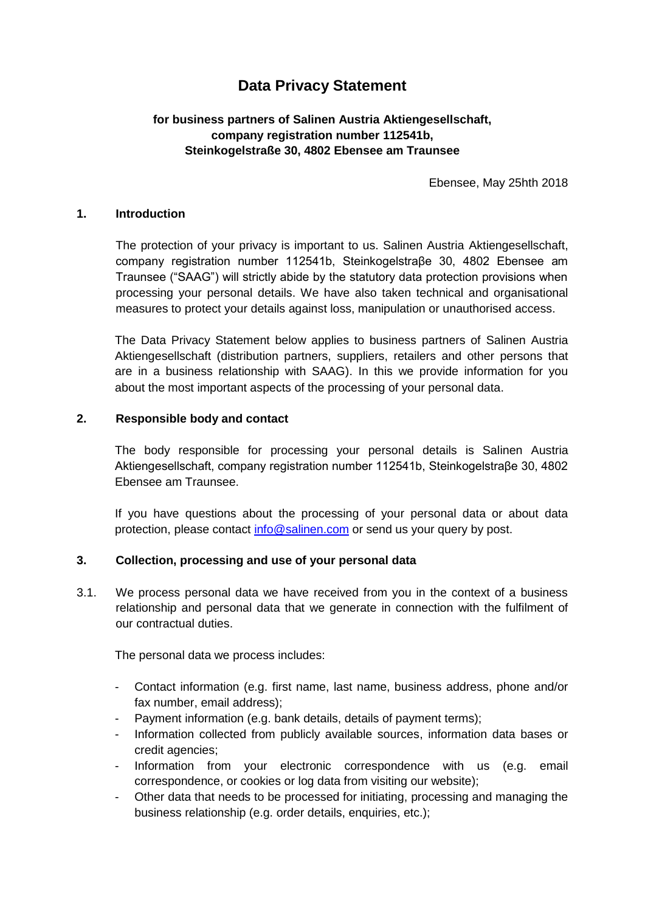# Data Privacy Statement

**for business partners of Salinen Austria Aktiengesellschaft, company registration number 112541b, Steinkogelstraße 30, 4802 Ebensee am Traunsee**

Ebensee, May 25hth 2018

## 1. Introduction

The protection of your privacy is important to us. Salinen Austria Aktiengesellschaft, company registration number 112541b, Steinkogelstraβe 30, 4802 Ebensee am Traunsee ("SAAG") will strictly abide by the statutory data protection provisions when processing your personal details. We have also taken technical and organisational measures to protect your details against loss, manipulation or unauthorised access.

The Data Privacy Statement below applies to business partners of Salinen Austria Aktiengesellschaft (distribution partners, suppliers, retailers and other persons that are in a business relationship with SAAG). In this we provide information for you about the most important aspects of the processing of your personal data.

## 2. Responsible body and contact

The body responsible for processing your personal details is Salinen Austria Aktiengesellschaft, company registration number 112541b, Steinkogelstraβe 30, 4802 Ebensee am Traunsee.

If you have questions about the processing of your personal data or about data protection, please contact info@salinen.com or send us your query by post.

## 3. Collection, processing and use of your personal data

3.1. We process personal data we have received from you in the context of a business relationship and personal data that we generate in connection with the fulfilment of our contractual duties.

The personal data we process includes:

- Contact information (e.g. first name, last name, business address, phone and/or fax number, email address);
- Payment information (e.g. bank details, details of payment terms);
- Information collected from publicly available sources, information data bases or credit agencies;
- Information from your electronic correspondence with us (e.g. email correspondence, or cookies or log data from visiting our website);
- Other data that needs to be processed for initiating, processing and managing the business relationship (e.g. order details, enquiries, etc.);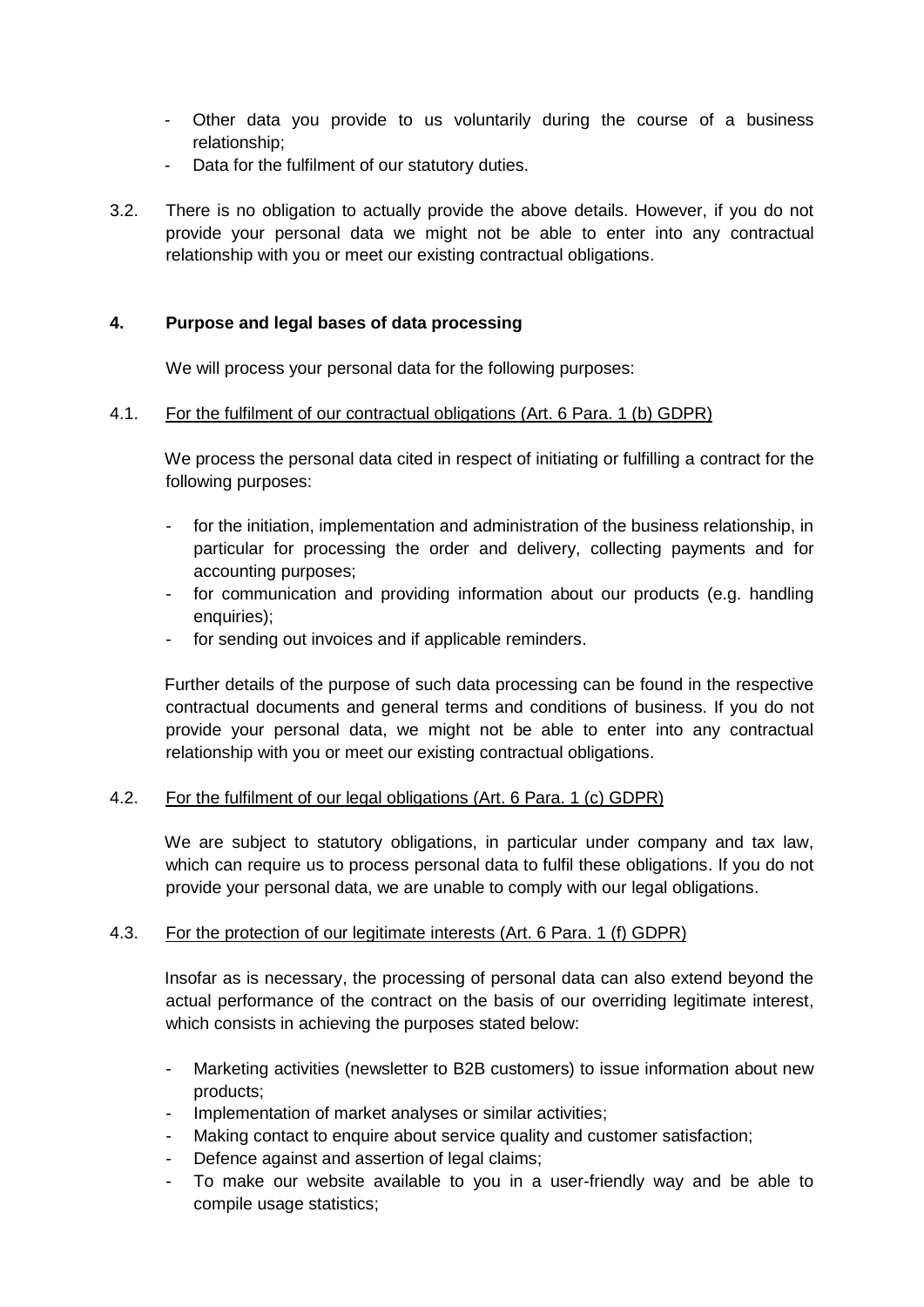- Other data you provide to us voluntarily during the course of a business relationship;
- Data for the fulfilment of our statutory duties.

3.2. There is no obligation to actually provide the above details. However, if you do not provide your personal data we might not be able to enter into any contractual relationship with you or meet our existing contractual obligations.

## 4. Purpose and legal bases of data processing

We will process your personal data for the following purposes:

4.1. For the fulfilment of our contractual obligations (Art. 6 Para. 1 (b) GDPR)

We process the personal data cited in respect of initiating or fulfilling a contract for the following purposes:

- for the initiation, implementation and administration of the business relationship, in particular for processing the order and delivery, collecting payments and for accounting purposes;
- for communication and providing information about our products (e.g. handling enquiries);
- for sending out invoices and if applicable reminders.

Further details of the purpose of such data processing can be found in the respective contractual documents and general terms and conditions of business. If you do not provide your personal data, we might not be able to enter into any contractual relationship with you or meet our existing contractual obligations.

4.2. For the fulfilment of our legal obligations (Art. 6 Para. 1 (c) GDPR)

We are subject to statutory obligations, in particular under company and tax law, which can require us to process personal data to fulfil these obligations. If you do not provide your personal data, we are unable to comply with our legal obligations.

4.3. For the protection of our legitimate interests (Art. 6 Para. 1 (f) GDPR)

Insofar as is necessary, the processing of personal data can also extend beyond the actual performance of the contract on the basis of our overriding legitimate interest, which consists in achieving the purposes stated below:

- Marketing activities (newsletter to B2B customers) to issue information about new products;
- Implementation of market analyses or similar activities;
- Making contact to enquire about service quality and customer satisfaction;
- Defence against and assertion of legal claims;
- To make our website available to you in a user-friendly way and be able to compile usage statistics;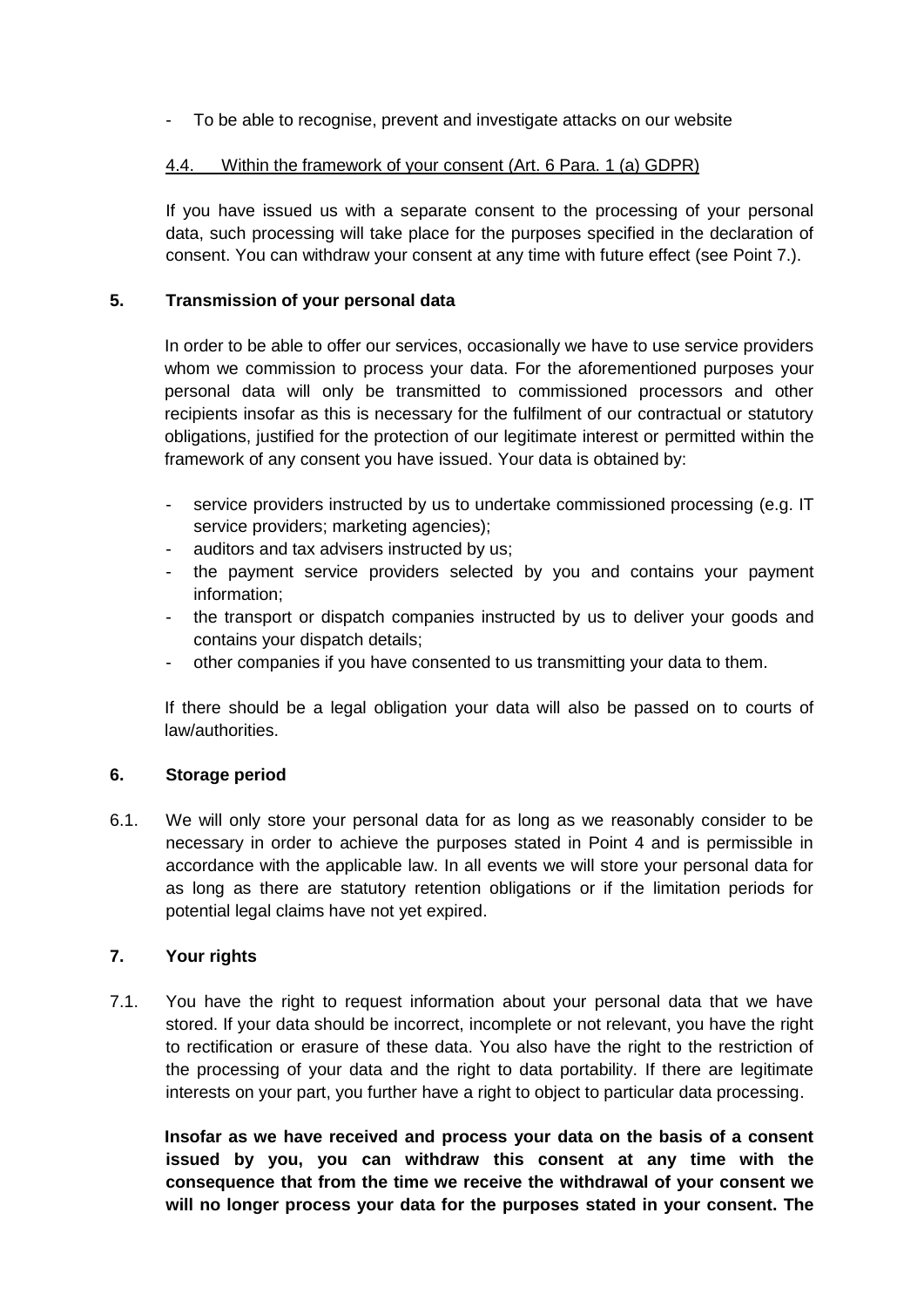- To be able to recognise, prevent and investigate attacks on our website

4.4. Within the framework of your consent (Art. 6 Para. 1 (a) GDPR)

If you have issued us with a separate consent to the processing of your personal data, such processing will take place for the purposes specified in the declaration of consent. You can withdraw your consent at any time with future effect (see Point 7.).

## 5. Transmission of your personal data

In order to be able to offer our services, occasionally we have to use service providers whom we commission to process your data. For the aforementioned purposes your personal data will only be transmitted to commissioned processors and other recipients insofar as this is necessary for the fulfilment of our contractual or statutory obligations, justified for the protection of our legitimate interest or permitted within the framework of any consent you have issued. Your data is obtained by:

- service providers instructed by us to undertake commissioned processing (e.g. IT service providers; marketing agencies);
- auditors and tax advisers instructed by us;
- the payment service providers selected by you and contains your payment information;
- the transport or dispatch companies instructed by us to deliver your goods and contains your dispatch details;
- other companies if you have consented to us transmitting your data to them.

If there should be a legal obligation your data will also be passed on to courts of law/authorities.

## 6. Storage period

6.1. We will only store your personal data for as long as we reasonably consider to be necessary in order to achieve the purposes stated in Point 4 and is permissible in accordance with the applicable law. In all events we will store your personal data for as long as there are statutory retention obligations or if the limitation periods for potential legal claims have not yet expired.

## 7. Your rights

7.1. You have the right to request information about your personal data that we have stored. If your data should be incorrect, incomplete or not relevant, you have the right to rectification or erasure of these data. You also have the right to the restriction of the processing of your data and the right to data portability. If there are legitimate interests on your part, you further have a right to object to particular data processing.

**Insofar as we have received and process your data on the basis of a consent issued by you, you can withdraw this consent at any time with the consequence that from the time we receive the withdrawal of your consent we will no longer process your data for the purposes stated in your consent. The**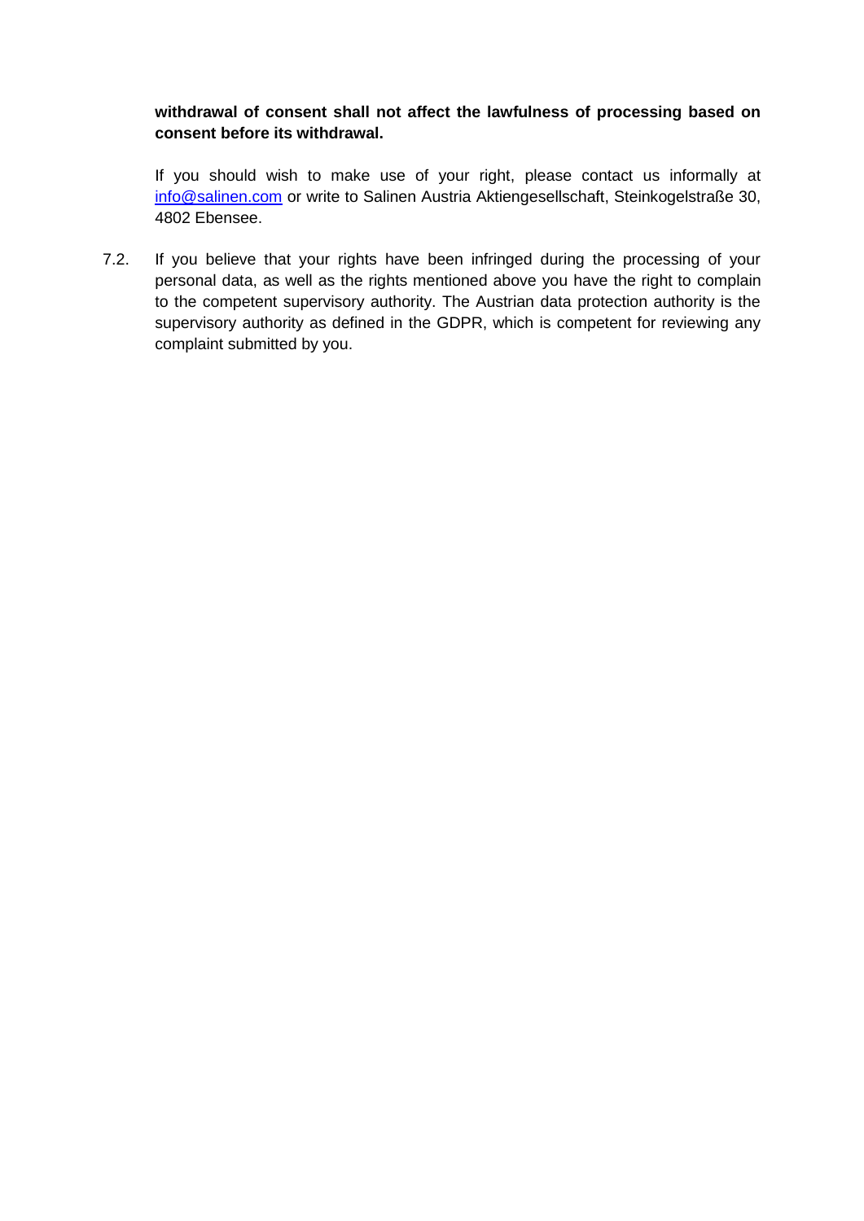**withdrawal of consent shall not affect the lawfulness of processing based on consent before its withdrawal.**

If you should wish to make use of your right, please contact us informally at [info@salinen.com](mailto:info@salinen.com) or write to Salinen Austria Aktiengesellschaft, Steinkogelstraße 30, 4802 Ebensee.

7.2. If you believe that your rights have been infringed during the processing of your personal data, as well as the rights mentioned above you have the right to complain to the competent supervisory authority. The Austrian data protection authority is the supervisory authority as defined in the GDPR, which is competent for reviewing any complaint submitted by you.